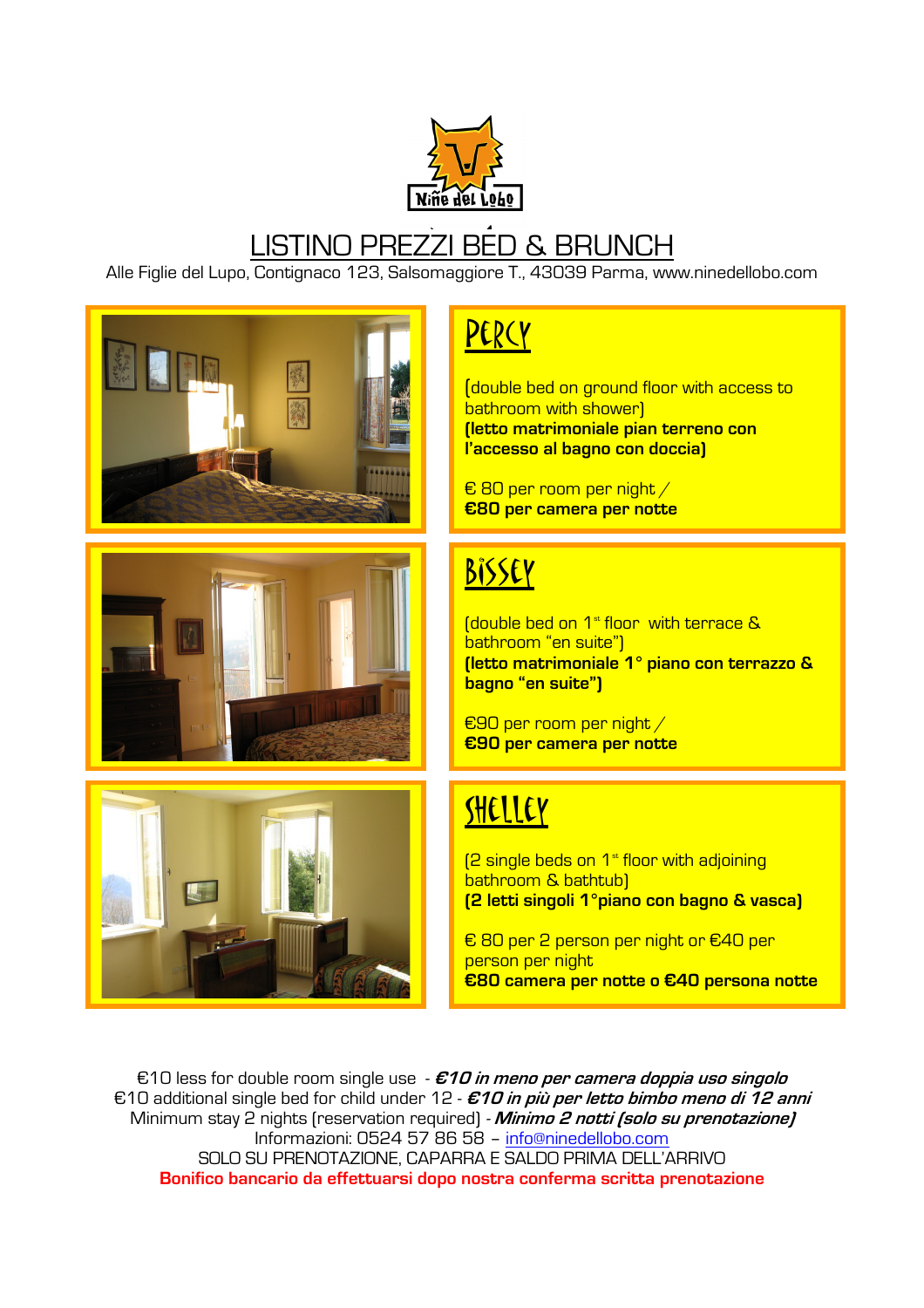Niñe del Lobo

# LISTINO PREZZI BED & BRUNCH

Alle Figlie del Lupo, Contignaco 123, Salsomaggiore T., 43039 Parma, www.ninedellobo.com

## PERCY

(double bed on ground floor with access to bathroom with shower)
**(letto matrimoniale pian terreno con l'accesso al bagno con doccia)**

€ 80 per room per night /
**€80 per camera per notte**

## BISSEY

(double bed on 1st floor with terrace & bathroom "en suite")
**(letto matrimoniale 1° piano con terrazzo & bagno "en suite")**

€90 per room per night /
**€90 per camera per notte**

## SHELLEY

(2 single beds on 1st floor with adjoining bathroom & bathtub)
**(2 letti singoli 1°piano con bagno & vasca)**

€ 80 per 2 person per night or €40 per person per night
**€80 camera per notte o €40 persona notte**

€10 less for double room single use - ***€10 in meno per camera doppia uso singolo***
€10 additional single bed for child under 12 - ***€10 in più per letto bimbo meno di 12 anni***
Minimum stay 2 nights (reservation required) - ***Minimo 2 notti (solo su prenotazione)***
Informazioni: 0524 57 86 58 – info@ninedellobo.com
SOLO SU PRENOTAZIONE, CAPARRA E SALDO PRIMA DELL'ARRIVO
**Bonifico bancario da effettuarsi dopo nostra conferma scritta prenotazione**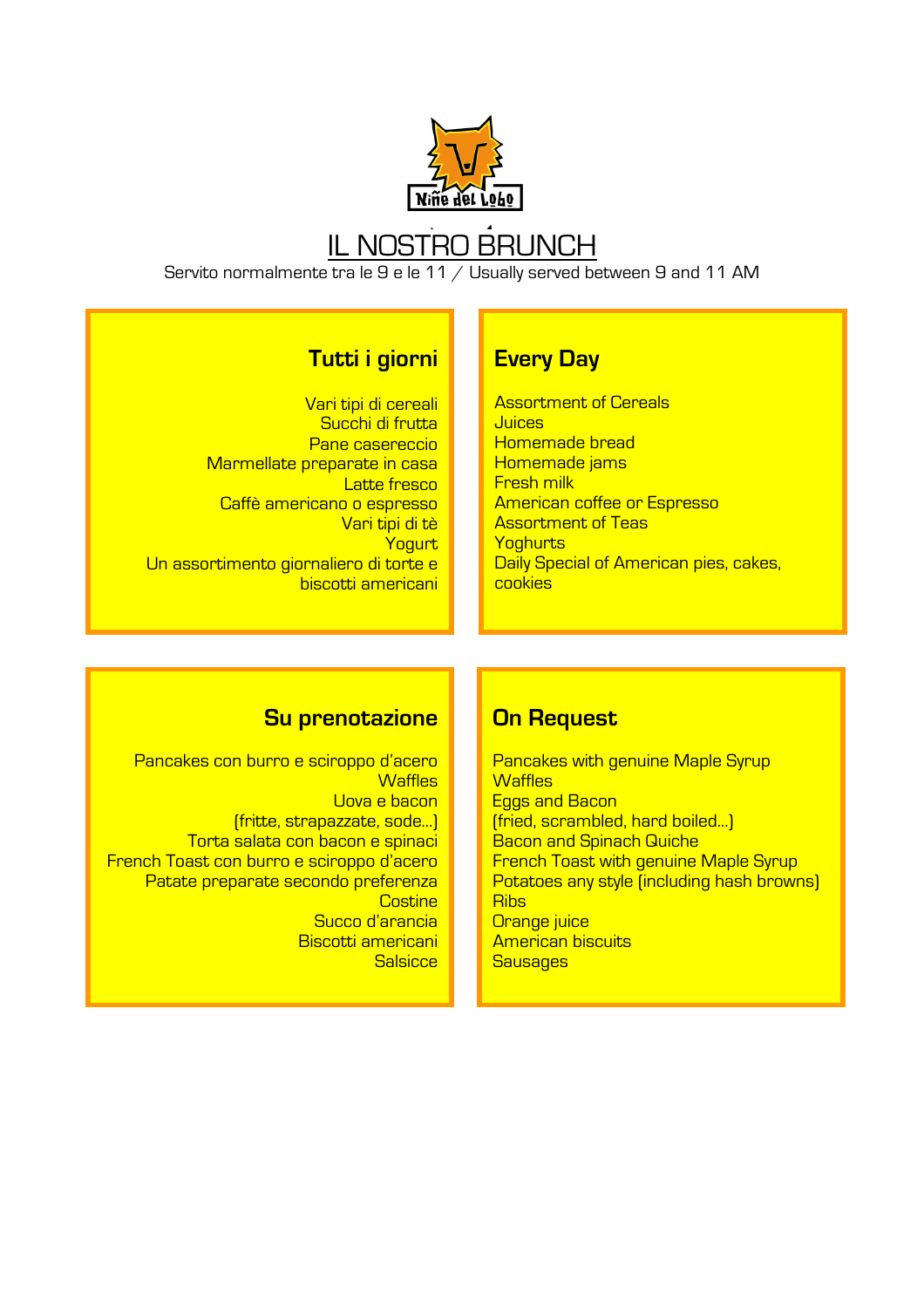Niñe del Lobo

# IL NOSTRO BRUNCH

Servito normalmente tra le 9 e le 11 / Usually served between 9 and 11 AM

## Tutti i giorni

Vari tipi di cereali
Succhi di frutta
Pane casereccio
Marmellate preparate in casa
Latte fresco
Caffè americano o espresso
Vari tipi di tè
Yogurt
Un assortimento giornaliero di torte e biscotti americani

## Every Day

Assortment of Cereals
Juices
Homemade bread
Homemade jams
Fresh milk
American coffee or Espresso
Assortment of Teas
Yoghurts
Daily Special of American pies, cakes, cookies

## Su prenotazione

Pancakes con burro e sciroppo d'acero
Waffles
Uova e bacon
(fritte, strapazzate, sode...)
Torta salata con bacon e spinaci
French Toast con burro e sciroppo d'acero
Patate preparate secondo preferenza
Costine
Succo d'arancia
Biscotti americani
Salsicce

## On Request

Pancakes with genuine Maple Syrup
Waffles
Eggs and Bacon
(fried, scrambled, hard boiled...)
Bacon and Spinach Quiche
French Toast with genuine Maple Syrup
Potatoes any style (including hash browns)
Ribs
Orange juice
American biscuits
Sausages